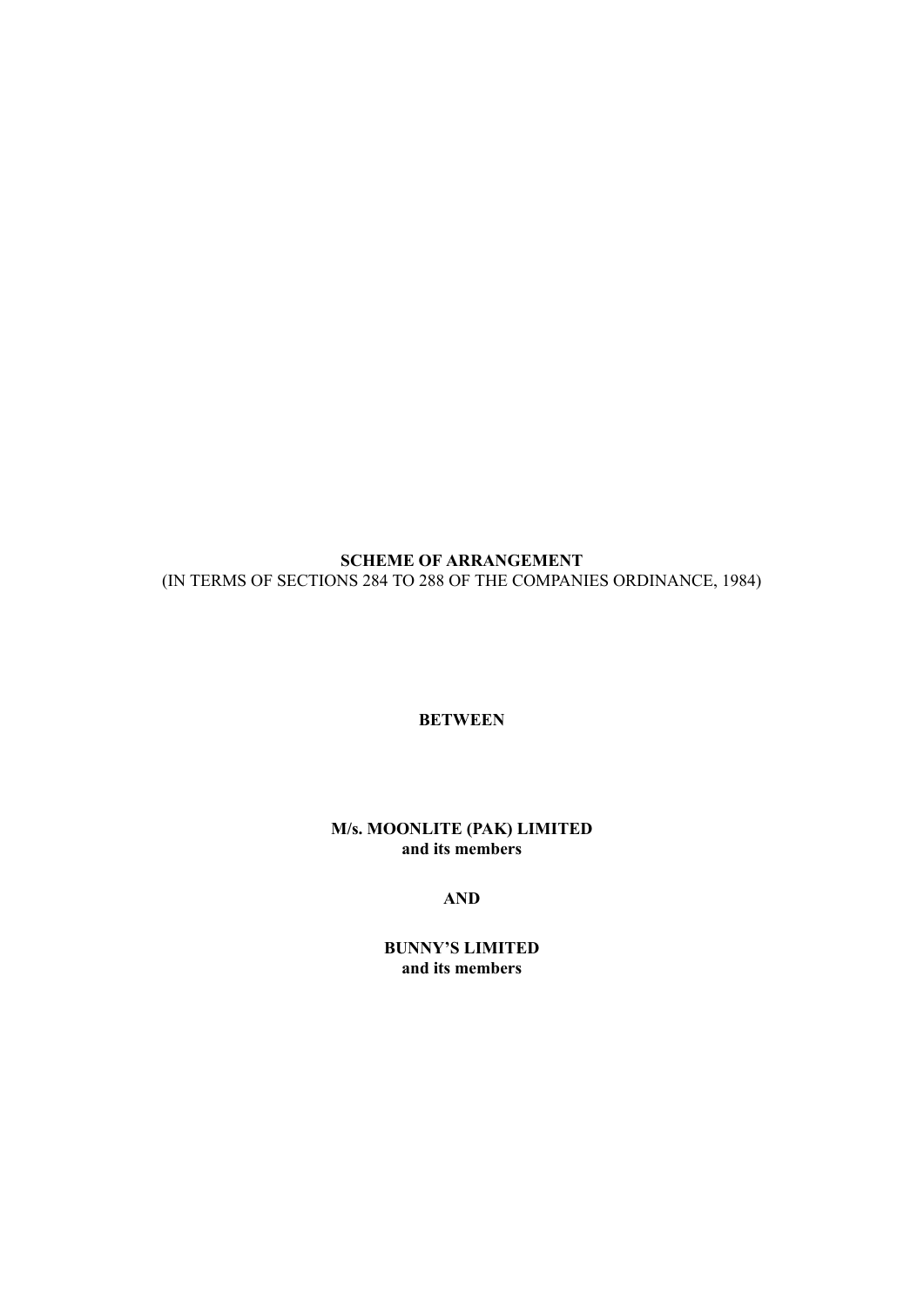# SCHEME OF ARRANGEMENT

(IN TERMS OF SECTIONS 284 TO 288 OF THE COMPANIES ORDINANCE, 1984)

**BETWEEN**

**M/s. MOONLITE (PAK) LIMITED**
**and its members**

**AND**

**BUNNY'S LIMITED**
**and its members**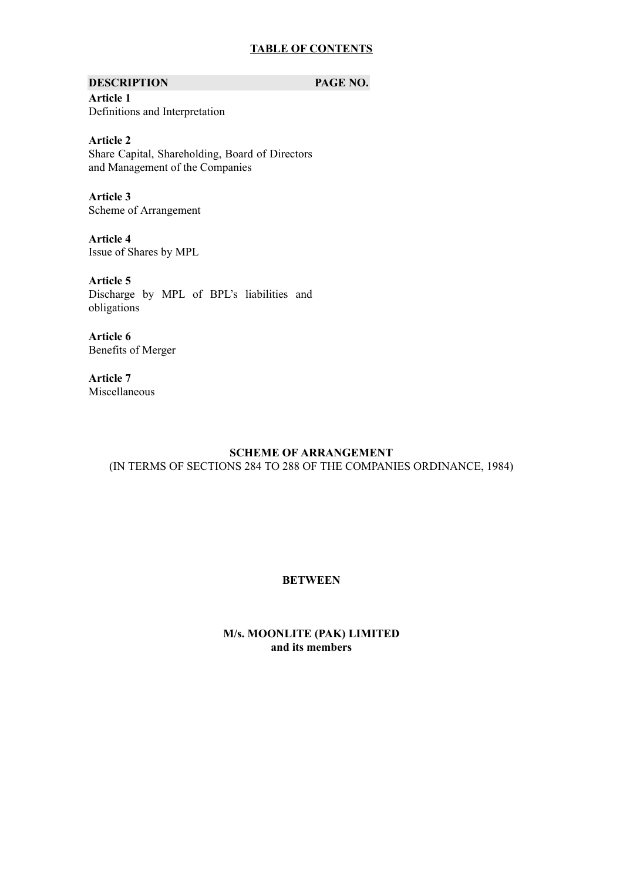## TABLE OF CONTENTS

| DESCRIPTION | PAGE NO. |
|---|---|
| **Article 1**<br>Definitions and Interpretation | |
| **Article 2**<br>Share Capital, Shareholding, Board of Directors and Management of the Companies | |
| **Article 3**<br>Scheme of Arrangement | |
| **Article 4**<br>Issue of Shares by MPL | |
| **Article 5**<br>Discharge by MPL of BPL's liabilities and obligations | |
| **Article 6**<br>Benefits of Merger | |
| **Article 7**<br>Miscellaneous | |

**SCHEME OF ARRANGEMENT**

(IN TERMS OF SECTIONS 284 TO 288 OF THE COMPANIES ORDINANCE, 1984)

**BETWEEN**

**M/s. MOONLITE (PAK) LIMITED**
**and its members**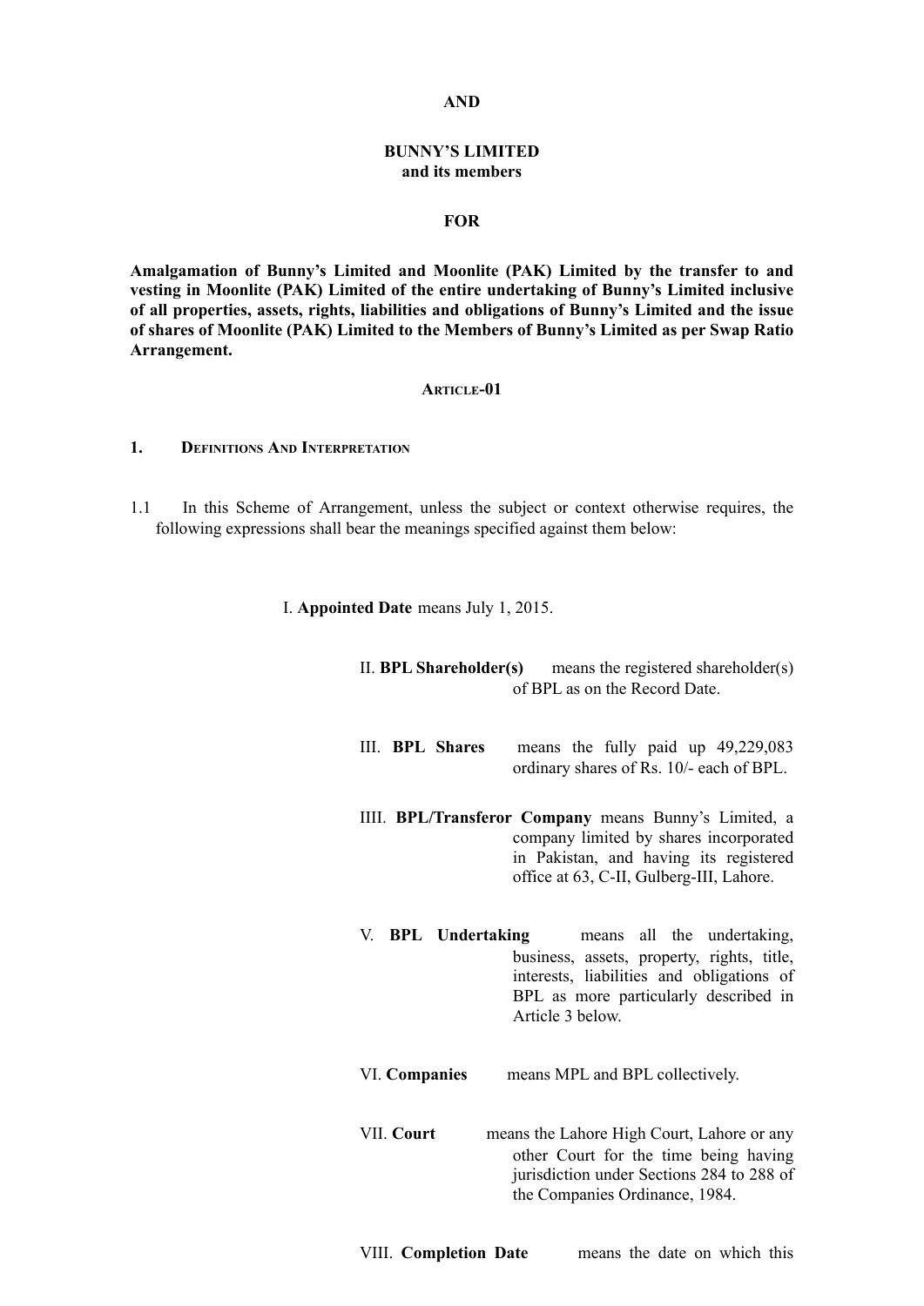**AND**

**BUNNY'S LIMITED**
**and its members**

**FOR**

**Amalgamation of Bunny's Limited and Moonlite (PAK) Limited by the transfer to and vesting in Moonlite (PAK) Limited of the entire undertaking of Bunny's Limited inclusive of all properties, assets, rights, liabilities and obligations of Bunny's Limited and the issue of shares of Moonlite (PAK) Limited to the Members of Bunny's Limited as per Swap Ratio Arrangement.**

**ARTICLE-01**

**1. DEFINITIONS AND INTERPRETATION**

1.1 In this Scheme of Arrangement, unless the subject or context otherwise requires, the following expressions shall bear the meanings specified against them below:

I. **Appointed Date** means July 1, 2015.

II. **BPL Shareholder(s)** means the registered shareholder(s) of BPL as on the Record Date.

III. **BPL Shares** means the fully paid up 49,229,083 ordinary shares of Rs. 10/- each of BPL.

IIII. **BPL/Transferor Company** means Bunny's Limited, a company limited by shares incorporated in Pakistan, and having its registered office at 63, C-II, Gulberg-III, Lahore.

V. **BPL Undertaking** means all the undertaking, business, assets, property, rights, title, interests, liabilities and obligations of BPL as more particularly described in Article 3 below.

VI. **Companies** means MPL and BPL collectively.

VII. **Court** means the Lahore High Court, Lahore or any other Court for the time being having jurisdiction under Sections 284 to 288 of the Companies Ordinance, 1984.

VIII. **Completion Date** means the date on which this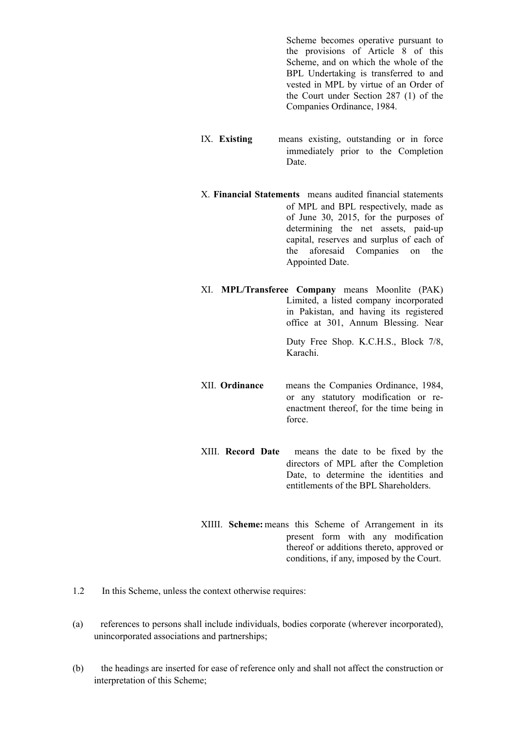Scheme becomes operative pursuant to the provisions of Article 8 of this Scheme, and on which the whole of the BPL Undertaking is transferred to and vested in MPL by virtue of an Order of the Court under Section 287 (1) of the Companies Ordinance, 1984.

IX. **Existing** means existing, outstanding or in force immediately prior to the Completion Date.

X. **Financial Statements** means audited financial statements of MPL and BPL respectively, made as of June 30, 2015, for the purposes of determining the net assets, paid-up capital, reserves and surplus of each of the aforesaid Companies on the Appointed Date.

XI. **MPL/Transferee Company** means Moonlite (PAK) Limited, a listed company incorporated in Pakistan, and having its registered office at 301, Annum Blessing. Near Duty Free Shop. K.C.H.S., Block 7/8, Karachi.

XII. **Ordinance** means the Companies Ordinance, 1984, or any statutory modification or re-enactment thereof, for the time being in force.

XIII. **Record Date** means the date to be fixed by the directors of MPL after the Completion Date, to determine the identities and entitlements of the BPL Shareholders.

XIIII. **Scheme:** means this Scheme of Arrangement in its present form with any modification thereof or additions thereto, approved or conditions, if any, imposed by the Court.

1.2 In this Scheme, unless the context otherwise requires:

(a) references to persons shall include individuals, bodies corporate (wherever incorporated), unincorporated associations and partnerships;

(b) the headings are inserted for ease of reference only and shall not affect the construction or interpretation of this Scheme;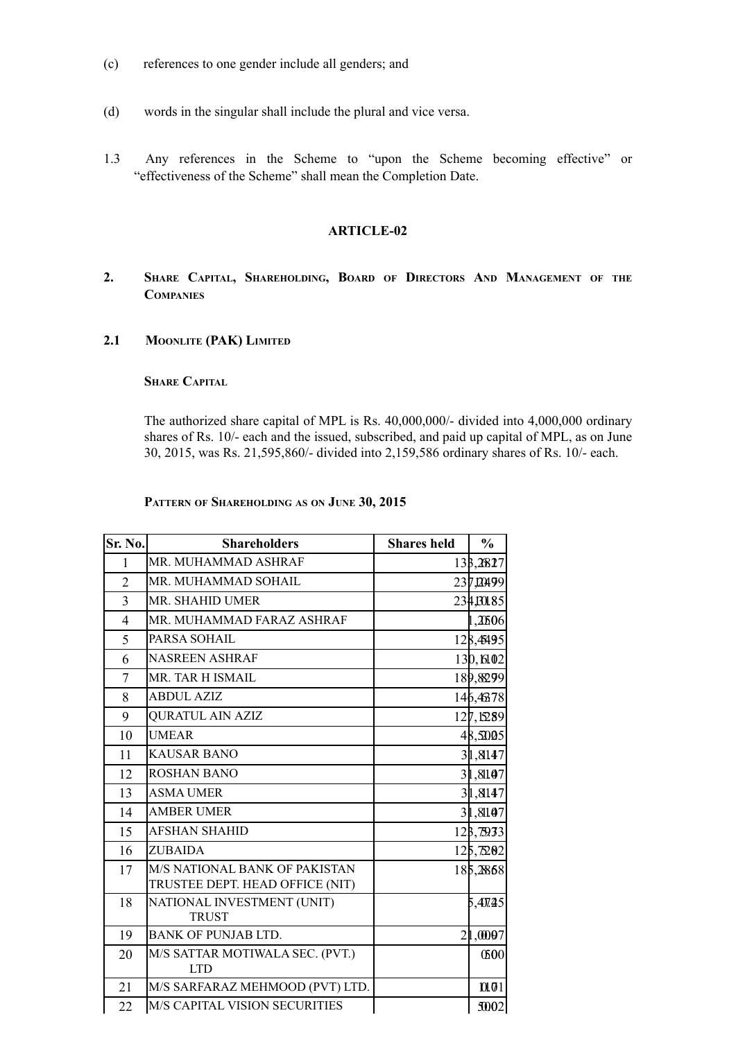(c) references to one gender include all genders; and

(d) words in the singular shall include the plural and vice versa.

1.3 Any references in the Scheme to "upon the Scheme becoming effective" or "effectiveness of the Scheme" shall mean the Completion Date.

## ARTICLE-02

## 2. Share Capital, Shareholding, Board of Directors And Management of the Companies

### 2.1 Moonlite (PAK) Limited

**Share Capital**

The authorized share capital of MPL is Rs. 40,000,000/- divided into 4,000,000 ordinary shares of Rs. 10/- each and the issued, subscribed, and paid up capital of MPL, as on June 30, 2015, was Rs. 21,595,860/- divided into 2,159,586 ordinary shares of Rs. 10/- each.

**Pattern of Shareholding as on June 30, 2015**

| Sr. No. | Shareholders | Shares held | % |
|---|---|---|---|
| 1 | MR. MUHAMMAD ASHRAF | 133,281 | 6.17 |
| 2 | MR. MUHAMMAD SOHAIL | 237,409 | 10.99 |
| 3 | MR. SHAHID UMER | 234,310 | 10.85 |
| 4 | MR. MUHAMMAD FARAZ ASHRAF | 1,250 | 0.06 |
| 5 | PARSA SOHAIL | 128,459 | 5.95 |
| 6 | NASREEN ASHRAF | 130,110 | 6.02 |
| 7 | MR. TAR H ISMAIL | 189,829 | 8.79 |
| 8 | ABDUL AZIZ | 146,437 | 6.78 |
| 9 | QURATUL AIN AZIZ | 127,158 | 5.89 |
| 10 | UMEAR | 48,500 | 2.25 |
| 11 | KAUSAR BANO | 31,814 | 1.47 |
| 12 | ROSHAN BANO | 31,810 | 1.47 |
| 13 | ASMA UMER | 31,814 | 1.47 |
| 14 | AMBER UMER | 31,810 | 1.47 |
| 15 | AFSHAN SHAHID | 123,793 | 5.73 |
| 16 | ZUBAIDA | 125,728 | 5.82 |
| 17 | M/S NATIONAL BANK OF PAKISTAN TRUSTEE DEPT. HEAD OFFICE (NIT) | 185,286 | 8.58 |
| 18 | NATIONAL INVESTMENT (UNIT) TRUST | 5,470 | 0.25 |
| 19 | BANK OF PUNJAB LTD. | 21,000 | 0.97 |
| 20 | M/S SATTAR MOTIWALA SEC. (PVT.) LTD | 500 | 0.02 |
| 21 | M/S SARFARAZ MEHMOOD (PVT) LTD. | 110 | 0.01 |
| 22 | M/S CAPITAL VISION SECURITIES | 500 | 0.02 |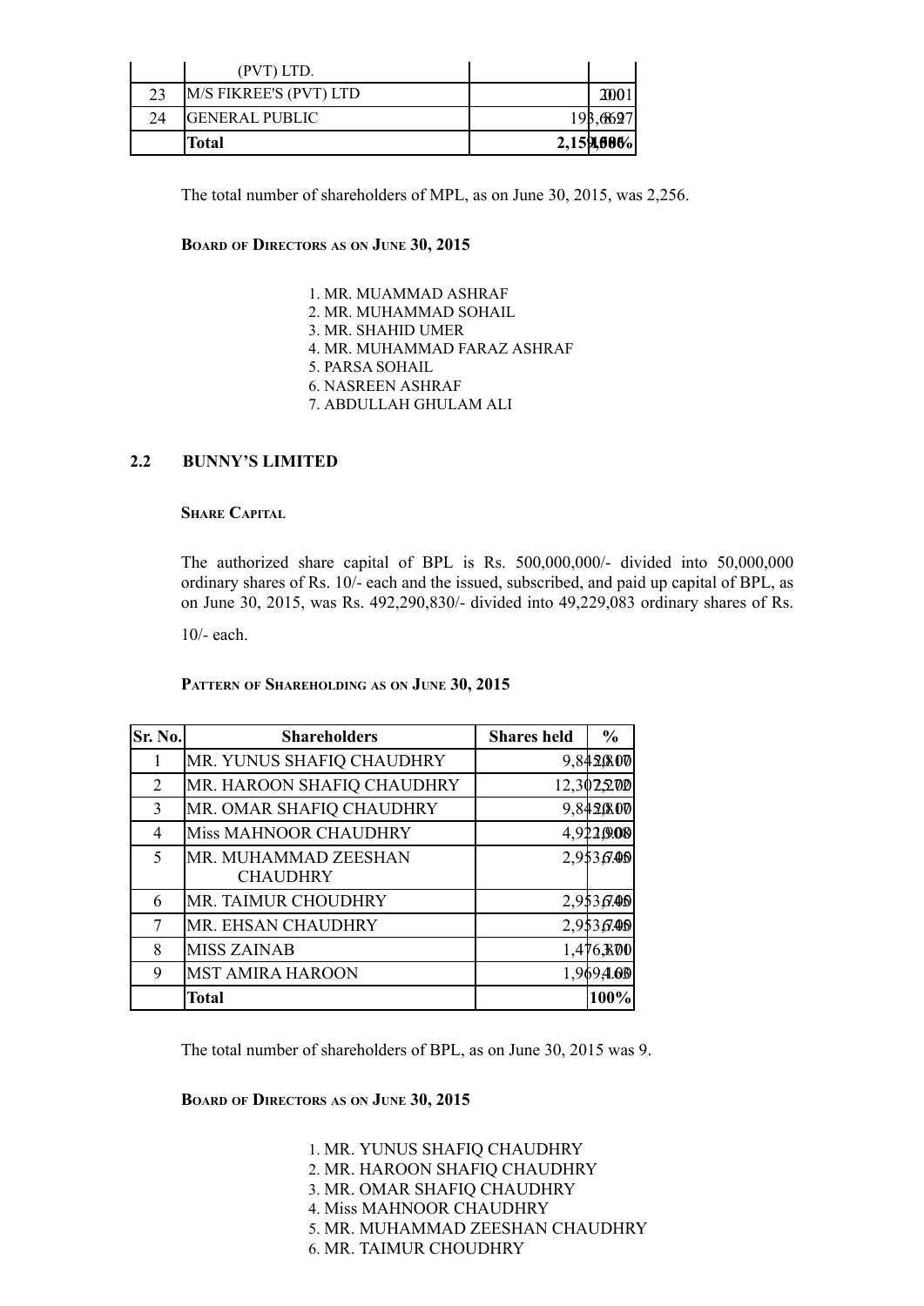| | (PVT) LTD. | | |
|---|---|---|---|
| 23 | M/S FIKREE'S (PVT) LTD | 200 | 0.01 |
| 24 | GENERAL PUBLIC | 193,627 | 8.97 |
| | **Total** | **2,159,586** | **100%** |

The total number of shareholders of MPL, as on June 30, 2015, was 2,256.

**Board of Directors as on June 30, 2015**

1. MR. MUAMMAD ASHRAF
2. MR. MUHAMMAD SOHAIL
3. MR. SHAHID UMER
4. MR. MUHAMMAD FARAZ ASHRAF
5. PARSA SOHAIL
6. NASREEN ASHRAF
7. ABDULLAH GHULAM ALI

## 2.2 BUNNY'S LIMITED

**Share Capital**

The authorized share capital of BPL is Rs. 500,000,000/- divided into 50,000,000 ordinary shares of Rs. 10/- each and the issued, subscribed, and paid up capital of BPL, as on June 30, 2015, was Rs. 492,290,830/- divided into 49,229,083 ordinary shares of Rs. 10/- each.

**Pattern of Shareholding as on June 30, 2015**

| Sr. No. | Shareholders | Shares held | % |
|---|---|---|---|
| 1 | MR. YUNUS SHAFIQ CHAUDHRY | 9,845,817 | 20.00 |
| 2 | MR. HAROON SHAFIQ CHAUDHRY | 12,307,272 | 25.00 |
| 3 | MR. OMAR SHAFIQ CHAUDHRY | 9,845,817 | 20.00 |
| 4 | Miss MAHNOOR CHAUDHRY | 4,922,908 | 10.00 |
| 5 | MR. MUHAMMAD ZEESHAN CHAUDHRY | 2,953,745 | 6.00 |
| 6 | MR. TAIMUR CHOUDHRY | 2,953,745 | 6.00 |
| 7 | MR. EHSAN CHAUDHRY | 2,953,745 | 6.00 |
| 8 | MISS ZAINAB | 1,476,871 | 3.00 |
| 9 | MST AMIRA HAROON | 1,969,163 | 4.00 |
| | **Total** | | **100%** |

The total number of shareholders of BPL, as on June 30, 2015 was 9.

**Board of Directors as on June 30, 2015**

1. MR. YUNUS SHAFIQ CHAUDHRY
2. MR. HAROON SHAFIQ CHAUDHRY
3. MR. OMAR SHAFIQ CHAUDHRY
4. Miss MAHNOOR CHAUDHRY
5. MR. MUHAMMAD ZEESHAN CHAUDHRY
6. MR. TAIMUR CHOUDHRY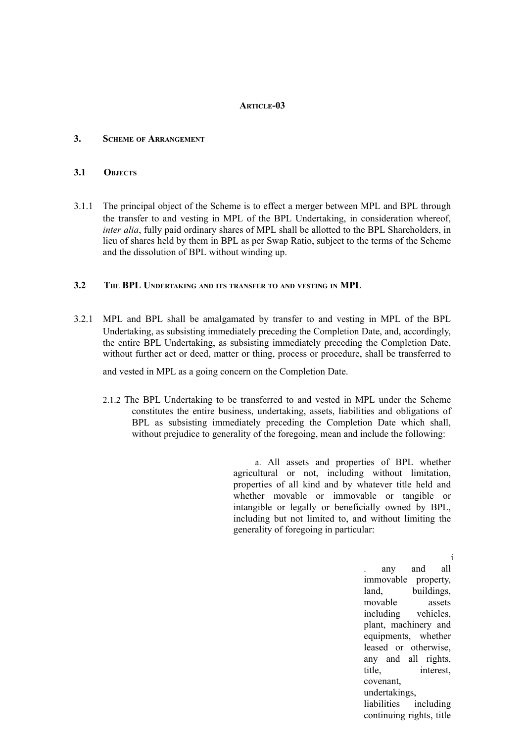**ARTICLE-03**

## 3. SCHEME OF ARRANGEMENT

### 3.1 OBJECTS

3.1.1 The principal object of the Scheme is to effect a merger between MPL and BPL through the transfer to and vesting in MPL of the BPL Undertaking, in consideration whereof, *inter alia*, fully paid ordinary shares of MPL shall be allotted to the BPL Shareholders, in lieu of shares held by them in BPL as per Swap Ratio, subject to the terms of the Scheme and the dissolution of BPL without winding up.

### 3.2 THE BPL UNDERTAKING AND ITS TRANSFER TO AND VESTING IN MPL

3.2.1 MPL and BPL shall be amalgamated by transfer to and vesting in MPL of the BPL Undertaking, as subsisting immediately preceding the Completion Date, and, accordingly, the entire BPL Undertaking, as subsisting immediately preceding the Completion Date, without further act or deed, matter or thing, process or procedure, shall be transferred to and vested in MPL as a going concern on the Completion Date.

2.1.2 The BPL Undertaking to be transferred to and vested in MPL under the Scheme constitutes the entire business, undertaking, assets, liabilities and obligations of BPL as subsisting immediately preceding the Completion Date which shall, without prejudice to generality of the foregoing, mean and include the following:

a. All assets and properties of BPL whether agricultural or not, including without limitation, properties of all kind and by whatever title held and whether movable or immovable or tangible or intangible or legally or beneficially owned by BPL, including but not limited to, and without limiting the generality of foregoing in particular:

i. any and all immovable property, land, buildings, movable assets including vehicles, plant, machinery and equipments, whether leased or otherwise, any and all rights, title, interest, covenant, undertakings, liabilities including continuing rights, title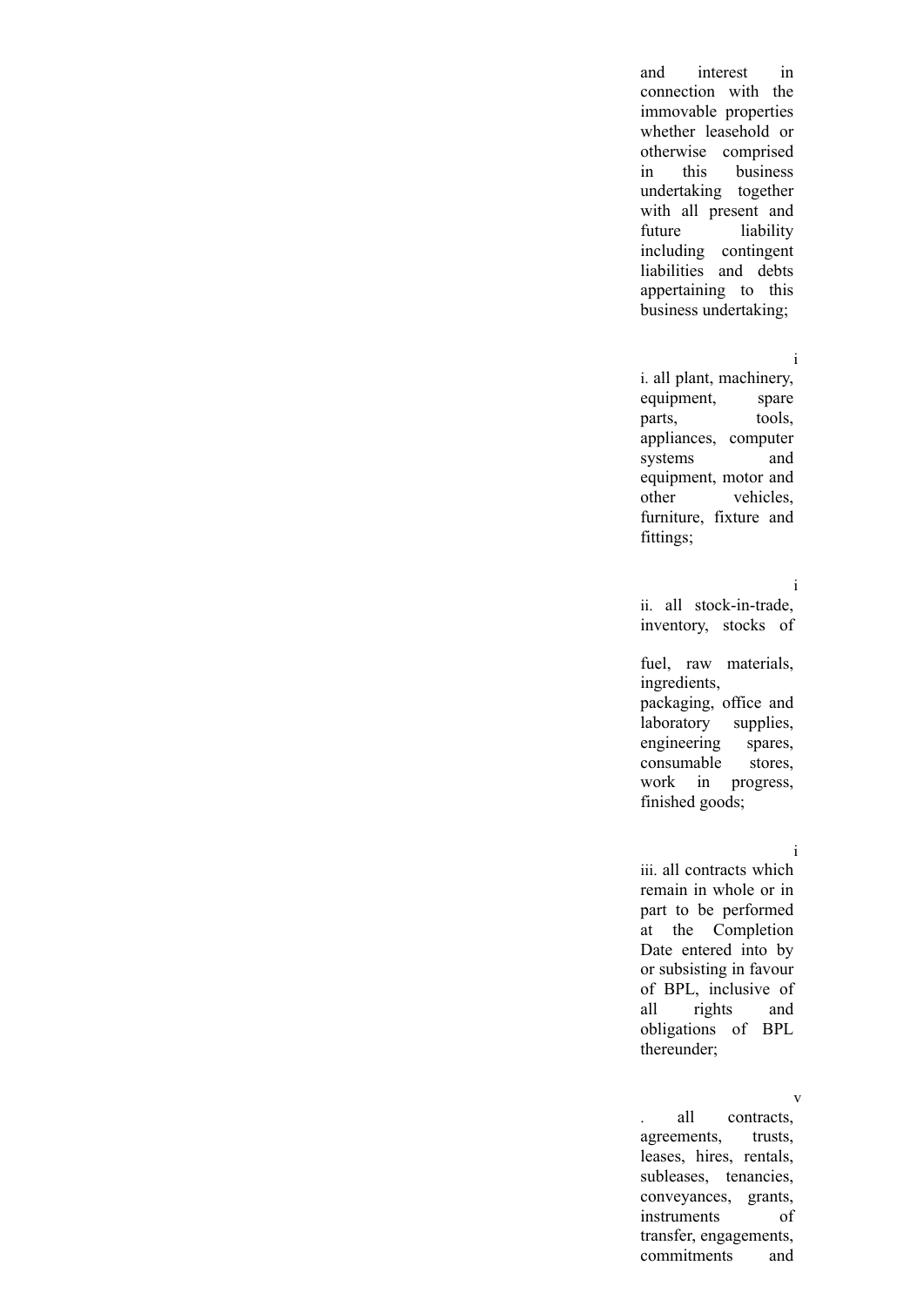and interest in connection with the immovable properties whether leasehold or otherwise comprised in this business undertaking together with all present and future liability including contingent liabilities and debts appertaining to this business undertaking;

ii. all plant, machinery, equipment, spare parts, tools, appliances, computer systems and equipment, motor and other vehicles, furniture, fixture and fittings;

iii. all stock-in-trade, inventory, stocks of fuel, raw materials, ingredients, packaging, office and laboratory supplies, engineering spares, consumable stores, work in progress, finished goods;

iv. all contracts which remain in whole or in part to be performed at the Completion Date entered into by or subsisting in favour of BPL, inclusive of all rights and obligations of BPL thereunder;

v. all contracts, agreements, trusts, leases, hires, rentals, subleases, tenancies, conveyances, grants, instruments of transfer, engagements, commitments and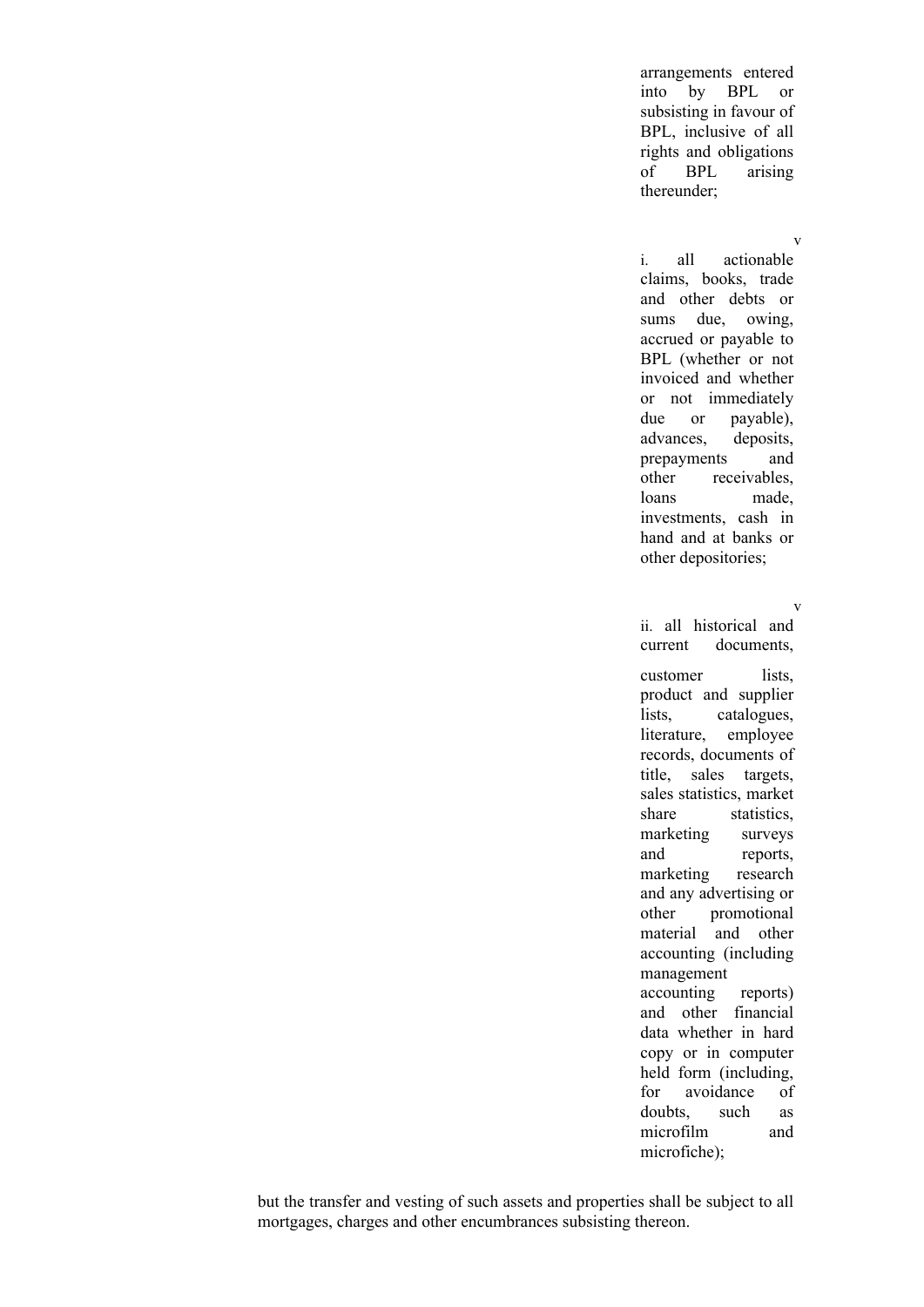arrangements entered into by BPL or subsisting in favour of BPL, inclusive of all rights and obligations of BPL arising thereunder;

vi. all actionable claims, books, trade and other debts or sums due, owing, accrued or payable to BPL (whether or not invoiced and whether or not immediately due or payable), advances, deposits, prepayments and other receivables, loans made, investments, cash in hand and at banks or other depositories;

vii. all historical and current documents, customer lists, product and supplier lists, catalogues, literature, employee records, documents of title, sales targets, sales statistics, market share statistics, marketing surveys and reports, marketing research and any advertising or other promotional material and other accounting (including management accounting reports) and other financial data whether in hard copy or in computer held form (including, for avoidance of doubts, such as microfilm and microfiche);

but the transfer and vesting of such assets and properties shall be subject to all mortgages, charges and other encumbrances subsisting thereon.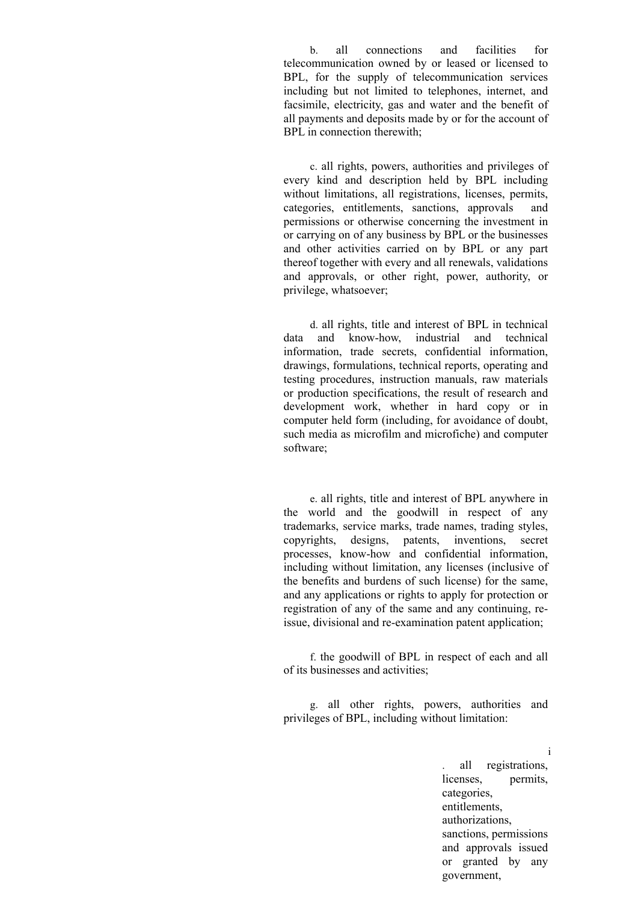b. all connections and facilities for telecommunication owned by or leased or licensed to BPL, for the supply of telecommunication services including but not limited to telephones, internet, and facsimile, electricity, gas and water and the benefit of all payments and deposits made by or for the account of BPL in connection therewith;

c. all rights, powers, authorities and privileges of every kind and description held by BPL including without limitations, all registrations, licenses, permits, categories, entitlements, sanctions, approvals and permissions or otherwise concerning the investment in or carrying on of any business by BPL or the businesses and other activities carried on by BPL or any part thereof together with every and all renewals, validations and approvals, or other right, power, authority, or privilege, whatsoever;

d. all rights, title and interest of BPL in technical data and know-how, industrial and technical information, trade secrets, confidential information, drawings, formulations, technical reports, operating and testing procedures, instruction manuals, raw materials or production specifications, the result of research and development work, whether in hard copy or in computer held form (including, for avoidance of doubt, such media as microfilm and microfiche) and computer software;

e. all rights, title and interest of BPL anywhere in the world and the goodwill in respect of any trademarks, service marks, trade names, trading styles, copyrights, designs, patents, inventions, secret processes, know-how and confidential information, including without limitation, any licenses (inclusive of the benefits and burdens of such license) for the same, and any applications or rights to apply for protection or registration of any of the same and any continuing, re-issue, divisional and re-examination patent application;

f. the goodwill of BPL in respect of each and all of its businesses and activities;

g. all other rights, powers, authorities and privileges of BPL, including without limitation:

i. all registrations, licenses, permits, categories, entitlements, authorizations, sanctions, permissions and approvals issued or granted by any government,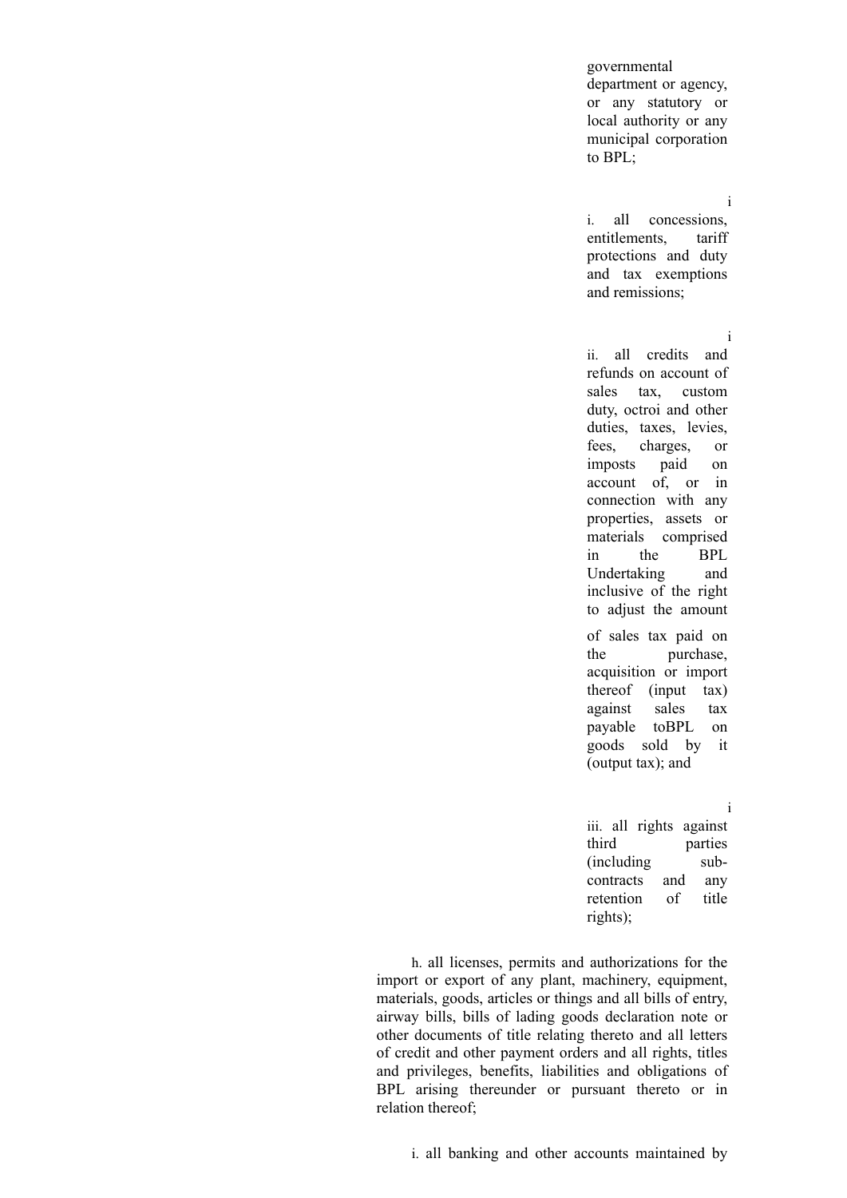governmental department or agency, or any statutory or local authority or any municipal corporation to BPL;

i. all concessions, entitlements, tariff protections and duty and tax exemptions and remissions;

ii. all credits and refunds on account of sales tax, custom duty, octroi and other duties, taxes, levies, fees, charges, or imposts paid on account of, or in connection with any properties, assets or materials comprised in the BPL Undertaking and inclusive of the right to adjust the amount of sales tax paid on the purchase, acquisition or import thereof (input tax) against sales tax payable toBPL on goods sold by it (output tax); and

iii. all rights against third parties (including sub-contracts and any retention of title rights);

h. all licenses, permits and authorizations for the import or export of any plant, machinery, equipment, materials, goods, articles or things and all bills of entry, airway bills, bills of lading goods declaration note or other documents of title relating thereto and all letters of credit and other payment orders and all rights, titles and privileges, benefits, liabilities and obligations of BPL arising thereunder or pursuant thereto or in relation thereof;

i. all banking and other accounts maintained by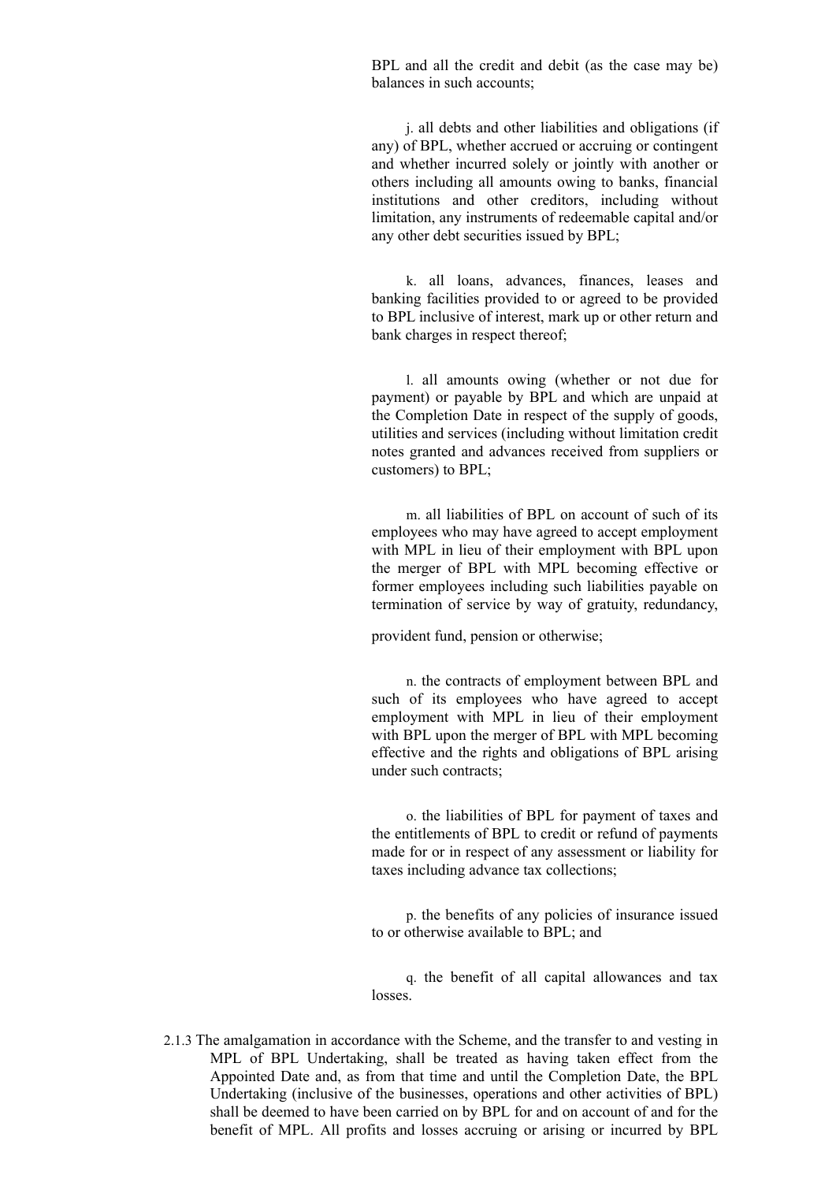BPL and all the credit and debit (as the case may be) balances in such accounts;

j. all debts and other liabilities and obligations (if any) of BPL, whether accrued or accruing or contingent and whether incurred solely or jointly with another or others including all amounts owing to banks, financial institutions and other creditors, including without limitation, any instruments of redeemable capital and/or any other debt securities issued by BPL;

k. all loans, advances, finances, leases and banking facilities provided to or agreed to be provided to BPL inclusive of interest, mark up or other return and bank charges in respect thereof;

l. all amounts owing (whether or not due for payment) or payable by BPL and which are unpaid at the Completion Date in respect of the supply of goods, utilities and services (including without limitation credit notes granted and advances received from suppliers or customers) to BPL;

m. all liabilities of BPL on account of such of its employees who may have agreed to accept employment with MPL in lieu of their employment with BPL upon the merger of BPL with MPL becoming effective or former employees including such liabilities payable on termination of service by way of gratuity, redundancy, provident fund, pension or otherwise;

n. the contracts of employment between BPL and such of its employees who have agreed to accept employment with MPL in lieu of their employment with BPL upon the merger of BPL with MPL becoming effective and the rights and obligations of BPL arising under such contracts;

o. the liabilities of BPL for payment of taxes and the entitlements of BPL to credit or refund of payments made for or in respect of any assessment or liability for taxes including advance tax collections;

p. the benefits of any policies of insurance issued to or otherwise available to BPL; and

q. the benefit of all capital allowances and tax losses.

2.1.3 The amalgamation in accordance with the Scheme, and the transfer to and vesting in MPL of BPL Undertaking, shall be treated as having taken effect from the Appointed Date and, as from that time and until the Completion Date, the BPL Undertaking (inclusive of the businesses, operations and other activities of BPL) shall be deemed to have been carried on by BPL for and on account of and for the benefit of MPL. All profits and losses accruing or arising or incurred by BPL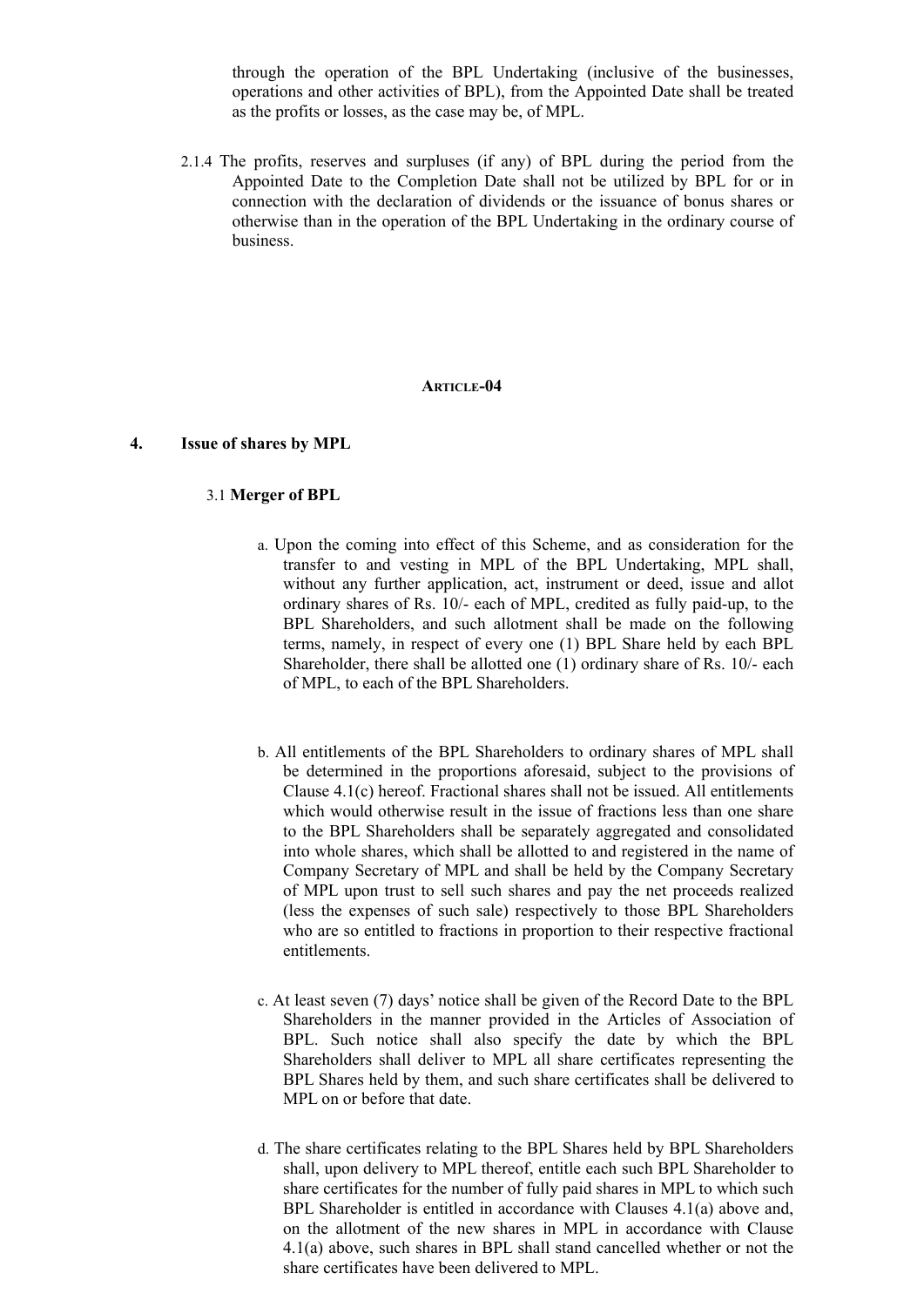through the operation of the BPL Undertaking (inclusive of the businesses, operations and other activities of BPL), from the Appointed Date shall be treated as the profits or losses, as the case may be, of MPL.

2.1.4 The profits, reserves and surpluses (if any) of BPL during the period from the Appointed Date to the Completion Date shall not be utilized by BPL for or in connection with the declaration of dividends or the issuance of bonus shares or otherwise than in the operation of the BPL Undertaking in the ordinary course of business.

## ARTICLE-04

### 4. Issue of shares by MPL

#### 3.1 Merger of BPL

a. Upon the coming into effect of this Scheme, and as consideration for the transfer to and vesting in MPL of the BPL Undertaking, MPL shall, without any further application, act, instrument or deed, issue and allot ordinary shares of Rs. 10/- each of MPL, credited as fully paid-up, to the BPL Shareholders, and such allotment shall be made on the following terms, namely, in respect of every one (1) BPL Share held by each BPL Shareholder, there shall be allotted one (1) ordinary share of Rs. 10/- each of MPL, to each of the BPL Shareholders.

b. All entitlements of the BPL Shareholders to ordinary shares of MPL shall be determined in the proportions aforesaid, subject to the provisions of Clause 4.1(c) hereof. Fractional shares shall not be issued. All entitlements which would otherwise result in the issue of fractions less than one share to the BPL Shareholders shall be separately aggregated and consolidated into whole shares, which shall be allotted to and registered in the name of Company Secretary of MPL and shall be held by the Company Secretary of MPL upon trust to sell such shares and pay the net proceeds realized (less the expenses of such sale) respectively to those BPL Shareholders who are so entitled to fractions in proportion to their respective fractional entitlements.

c. At least seven (7) days' notice shall be given of the Record Date to the BPL Shareholders in the manner provided in the Articles of Association of BPL. Such notice shall also specify the date by which the BPL Shareholders shall deliver to MPL all share certificates representing the BPL Shares held by them, and such share certificates shall be delivered to MPL on or before that date.

d. The share certificates relating to the BPL Shares held by BPL Shareholders shall, upon delivery to MPL thereof, entitle each such BPL Shareholder to share certificates for the number of fully paid shares in MPL to which such BPL Shareholder is entitled in accordance with Clauses 4.1(a) above and, on the allotment of the new shares in MPL in accordance with Clause 4.1(a) above, such shares in BPL shall stand cancelled whether or not the share certificates have been delivered to MPL.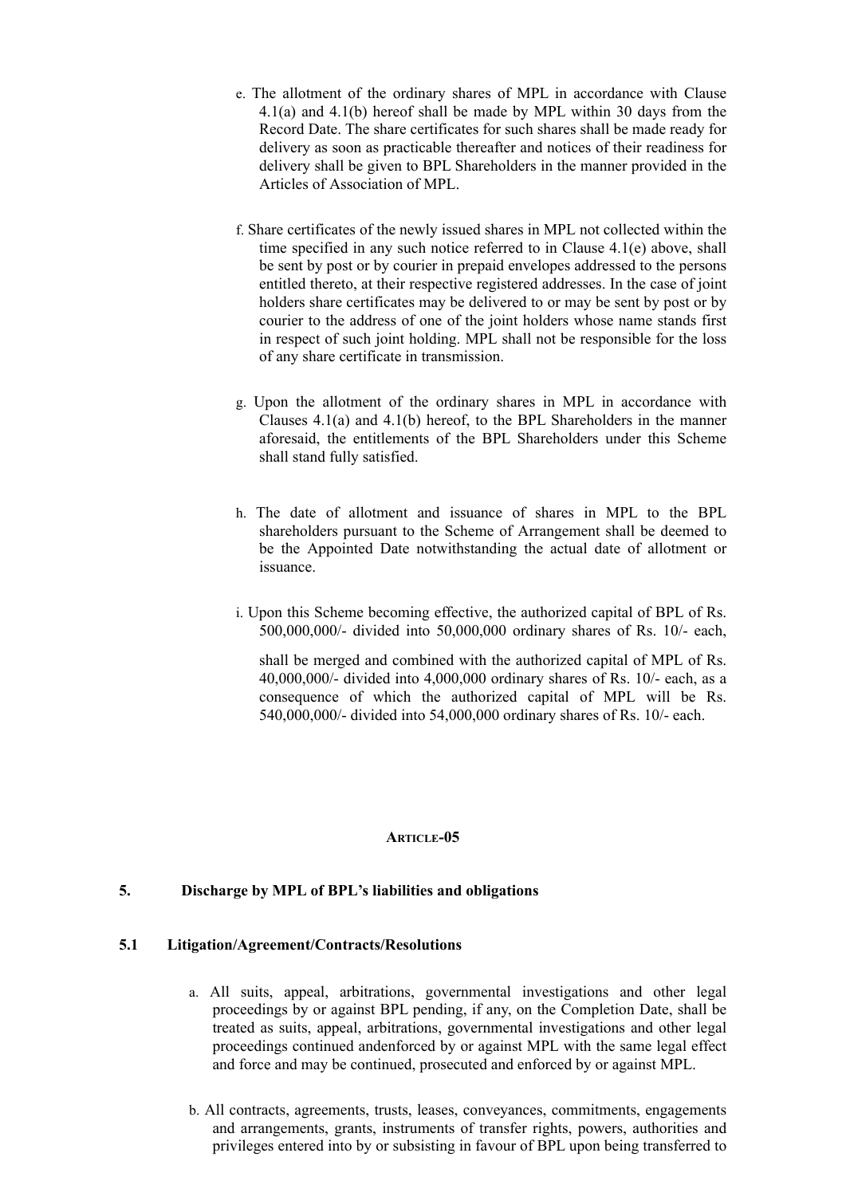e. The allotment of the ordinary shares of MPL in accordance with Clause 4.1(a) and 4.1(b) hereof shall be made by MPL within 30 days from the Record Date. The share certificates for such shares shall be made ready for delivery as soon as practicable thereafter and notices of their readiness for delivery shall be given to BPL Shareholders in the manner provided in the Articles of Association of MPL.

f. Share certificates of the newly issued shares in MPL not collected within the time specified in any such notice referred to in Clause 4.1(e) above, shall be sent by post or by courier in prepaid envelopes addressed to the persons entitled thereto, at their respective registered addresses. In the case of joint holders share certificates may be delivered to or may be sent by post or by courier to the address of one of the joint holders whose name stands first in respect of such joint holding. MPL shall not be responsible for the loss of any share certificate in transmission.

g. Upon the allotment of the ordinary shares in MPL in accordance with Clauses 4.1(a) and 4.1(b) hereof, to the BPL Shareholders in the manner aforesaid, the entitlements of the BPL Shareholders under this Scheme shall stand fully satisfied.

h. The date of allotment and issuance of shares in MPL to the BPL shareholders pursuant to the Scheme of Arrangement shall be deemed to be the Appointed Date notwithstanding the actual date of allotment or issuance.

i. Upon this Scheme becoming effective, the authorized capital of BPL of Rs. 500,000,000/- divided into 50,000,000 ordinary shares of Rs. 10/- each,

shall be merged and combined with the authorized capital of MPL of Rs. 40,000,000/- divided into 4,000,000 ordinary shares of Rs. 10/- each, as a consequence of which the authorized capital of MPL will be Rs. 540,000,000/- divided into 54,000,000 ordinary shares of Rs. 10/- each.

## ARTICLE-05

### 5. Discharge by MPL of BPL's liabilities and obligations

### 5.1 Litigation/Agreement/Contracts/Resolutions

a. All suits, appeal, arbitrations, governmental investigations and other legal proceedings by or against BPL pending, if any, on the Completion Date, shall be treated as suits, appeal, arbitrations, governmental investigations and other legal proceedings continued andenforced by or against MPL with the same legal effect and force and may be continued, prosecuted and enforced by or against MPL.

b. All contracts, agreements, trusts, leases, conveyances, commitments, engagements and arrangements, grants, instruments of transfer rights, powers, authorities and privileges entered into by or subsisting in favour of BPL upon being transferred to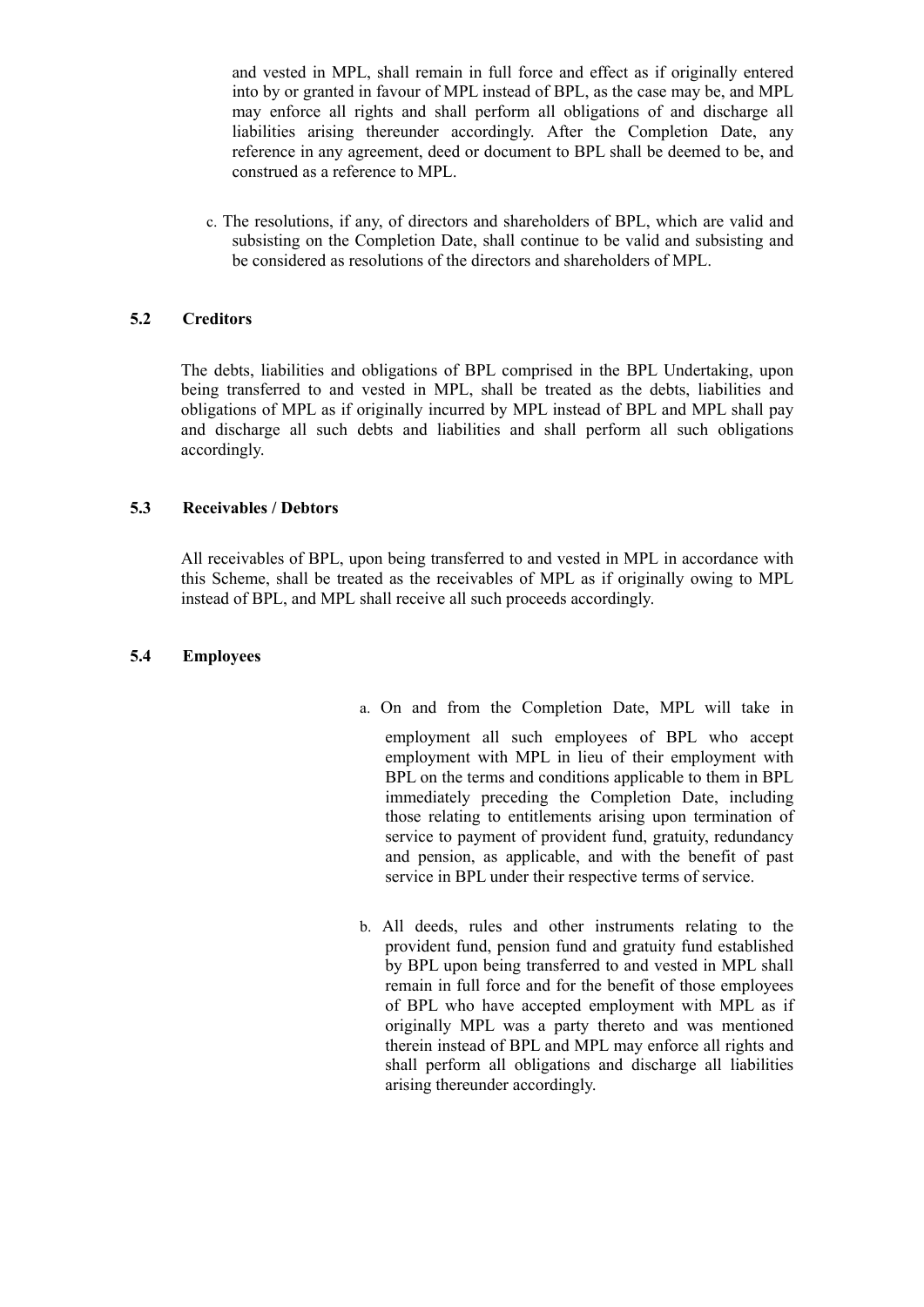and vested in MPL, shall remain in full force and effect as if originally entered into by or granted in favour of MPL instead of BPL, as the case may be, and MPL may enforce all rights and shall perform all obligations of and discharge all liabilities arising thereunder accordingly. After the Completion Date, any reference in any agreement, deed or document to BPL shall be deemed to be, and construed as a reference to MPL.

c. The resolutions, if any, of directors and shareholders of BPL, which are valid and subsisting on the Completion Date, shall continue to be valid and subsisting and be considered as resolutions of the directors and shareholders of MPL.

### 5.2 Creditors

The debts, liabilities and obligations of BPL comprised in the BPL Undertaking, upon being transferred to and vested in MPL, shall be treated as the debts, liabilities and obligations of MPL as if originally incurred by MPL instead of BPL and MPL shall pay and discharge all such debts and liabilities and shall perform all such obligations accordingly.

### 5.3 Receivables / Debtors

All receivables of BPL, upon being transferred to and vested in MPL in accordance with this Scheme, shall be treated as the receivables of MPL as if originally owing to MPL instead of BPL, and MPL shall receive all such proceeds accordingly.

### 5.4 Employees

a. On and from the Completion Date, MPL will take in employment all such employees of BPL who accept employment with MPL in lieu of their employment with BPL on the terms and conditions applicable to them in BPL immediately preceding the Completion Date, including those relating to entitlements arising upon termination of service to payment of provident fund, gratuity, redundancy and pension, as applicable, and with the benefit of past service in BPL under their respective terms of service.

b. All deeds, rules and other instruments relating to the provident fund, pension fund and gratuity fund established by BPL upon being transferred to and vested in MPL shall remain in full force and for the benefit of those employees of BPL who have accepted employment with MPL as if originally MPL was a party thereto and was mentioned therein instead of BPL and MPL may enforce all rights and shall perform all obligations and discharge all liabilities arising thereunder accordingly.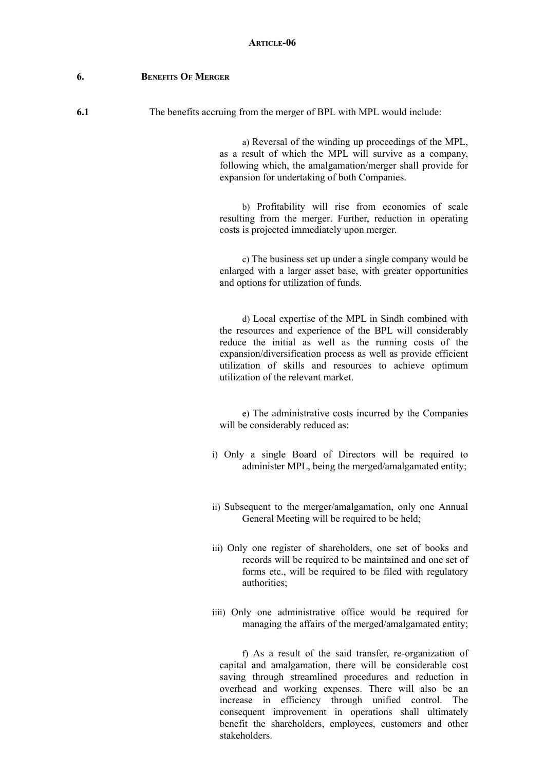**Article-06**

**6. Benefits Of Merger**

**6.1** The benefits accruing from the merger of BPL with MPL would include:

a) Reversal of the winding up proceedings of the MPL, as a result of which the MPL will survive as a company, following which, the amalgamation/merger shall provide for expansion for undertaking of both Companies.

b) Profitability will rise from economies of scale resulting from the merger. Further, reduction in operating costs is projected immediately upon merger.

c) The business set up under a single company would be enlarged with a larger asset base, with greater opportunities and options for utilization of funds.

d) Local expertise of the MPL in Sindh combined with the resources and experience of the BPL will considerably reduce the initial as well as the running costs of the expansion/diversification process as well as provide efficient utilization of skills and resources to achieve optimum utilization of the relevant market.

e) The administrative costs incurred by the Companies will be considerably reduced as:

i) Only a single Board of Directors will be required to administer MPL, being the merged/amalgamated entity;

ii) Subsequent to the merger/amalgamation, only one Annual General Meeting will be required to be held;

iii) Only one register of shareholders, one set of books and records will be required to be maintained and one set of forms etc., will be required to be filed with regulatory authorities;

iiii) Only one administrative office would be required for managing the affairs of the merged/amalgamated entity;

f) As a result of the said transfer, re-organization of capital and amalgamation, there will be considerable cost saving through streamlined procedures and reduction in overhead and working expenses. There will also be an increase in efficiency through unified control. The consequent improvement in operations shall ultimately benefit the shareholders, employees, customers and other stakeholders.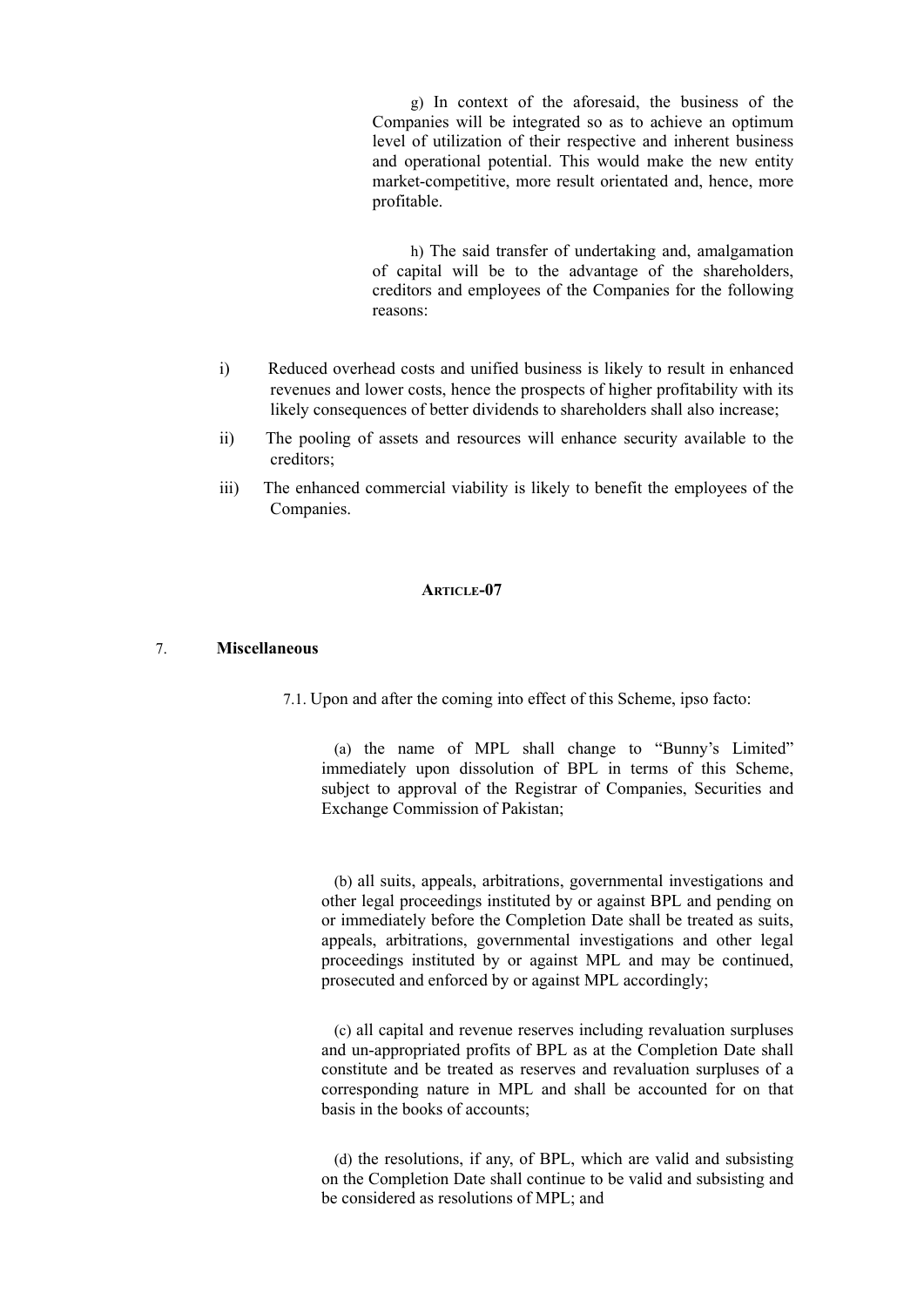g) In context of the aforesaid, the business of the Companies will be integrated so as to achieve an optimum level of utilization of their respective and inherent business and operational potential. This would make the new entity market-competitive, more result orientated and, hence, more profitable.

h) The said transfer of undertaking and, amalgamation of capital will be to the advantage of the shareholders, creditors and employees of the Companies for the following reasons:

i) Reduced overhead costs and unified business is likely to result in enhanced revenues and lower costs, hence the prospects of higher profitability with its likely consequences of better dividends to shareholders shall also increase;

ii) The pooling of assets and resources will enhance security available to the creditors;

iii) The enhanced commercial viability is likely to benefit the employees of the Companies.

## ARTICLE-07

### 7. **Miscellaneous**

7.1. Upon and after the coming into effect of this Scheme, ipso facto:

(a) the name of MPL shall change to "Bunny's Limited" immediately upon dissolution of BPL in terms of this Scheme, subject to approval of the Registrar of Companies, Securities and Exchange Commission of Pakistan;

(b) all suits, appeals, arbitrations, governmental investigations and other legal proceedings instituted by or against BPL and pending on or immediately before the Completion Date shall be treated as suits, appeals, arbitrations, governmental investigations and other legal proceedings instituted by or against MPL and may be continued, prosecuted and enforced by or against MPL accordingly;

(c) all capital and revenue reserves including revaluation surpluses and un-appropriated profits of BPL as at the Completion Date shall constitute and be treated as reserves and revaluation surpluses of a corresponding nature in MPL and shall be accounted for on that basis in the books of accounts;

(d) the resolutions, if any, of BPL, which are valid and subsisting on the Completion Date shall continue to be valid and subsisting and be considered as resolutions of MPL; and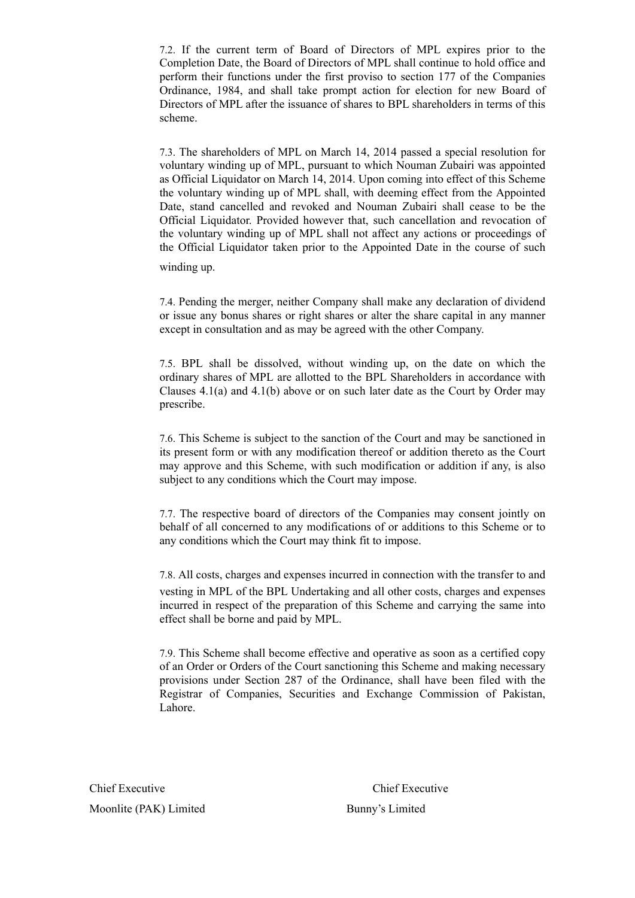7.2. If the current term of Board of Directors of MPL expires prior to the Completion Date, the Board of Directors of MPL shall continue to hold office and perform their functions under the first proviso to section 177 of the Companies Ordinance, 1984, and shall take prompt action for election for new Board of Directors of MPL after the issuance of shares to BPL shareholders in terms of this scheme.

7.3. The shareholders of MPL on March 14, 2014 passed a special resolution for voluntary winding up of MPL, pursuant to which Nouman Zubairi was appointed as Official Liquidator on March 14, 2014. Upon coming into effect of this Scheme the voluntary winding up of MPL shall, with deeming effect from the Appointed Date, stand cancelled and revoked and Nouman Zubairi shall cease to be the Official Liquidator. Provided however that, such cancellation and revocation of the voluntary winding up of MPL shall not affect any actions or proceedings of the Official Liquidator taken prior to the Appointed Date in the course of such winding up.

7.4. Pending the merger, neither Company shall make any declaration of dividend or issue any bonus shares or right shares or alter the share capital in any manner except in consultation and as may be agreed with the other Company.

7.5. BPL shall be dissolved, without winding up, on the date on which the ordinary shares of MPL are allotted to the BPL Shareholders in accordance with Clauses 4.1(a) and 4.1(b) above or on such later date as the Court by Order may prescribe.

7.6. This Scheme is subject to the sanction of the Court and may be sanctioned in its present form or with any modification thereof or addition thereto as the Court may approve and this Scheme, with such modification or addition if any, is also subject to any conditions which the Court may impose.

7.7. The respective board of directors of the Companies may consent jointly on behalf of all concerned to any modifications of or additions to this Scheme or to any conditions which the Court may think fit to impose.

7.8. All costs, charges and expenses incurred in connection with the transfer to and vesting in MPL of the BPL Undertaking and all other costs, charges and expenses incurred in respect of the preparation of this Scheme and carrying the same into effect shall be borne and paid by MPL.

7.9. This Scheme shall become effective and operative as soon as a certified copy of an Order or Orders of the Court sanctioning this Scheme and making necessary provisions under Section 287 of the Ordinance, shall have been filed with the Registrar of Companies, Securities and Exchange Commission of Pakistan, Lahore.

Chief Executive
Moonlite (PAK) Limited

Chief Executive
Bunny's Limited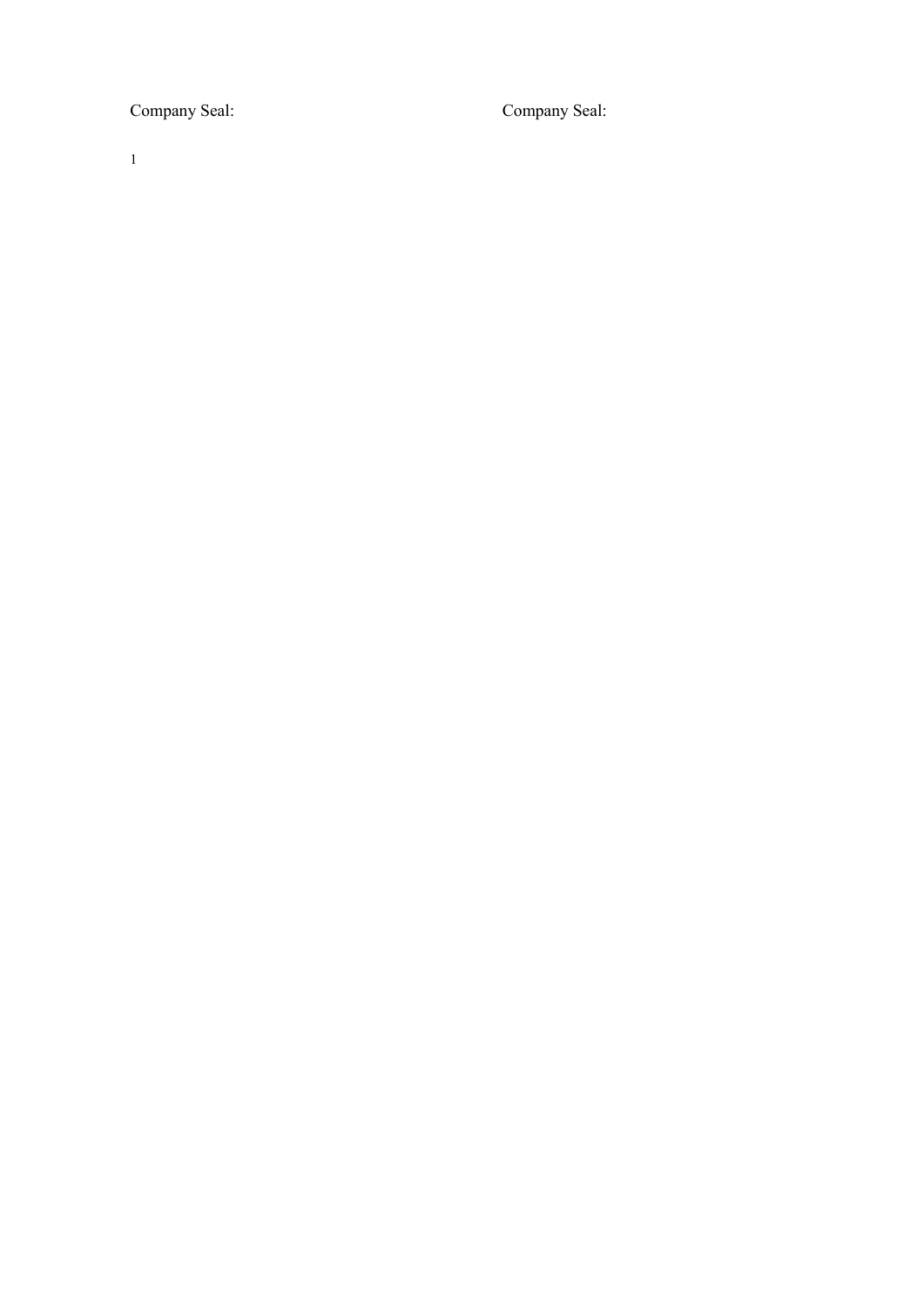Company Seal:

Company Seal:

1